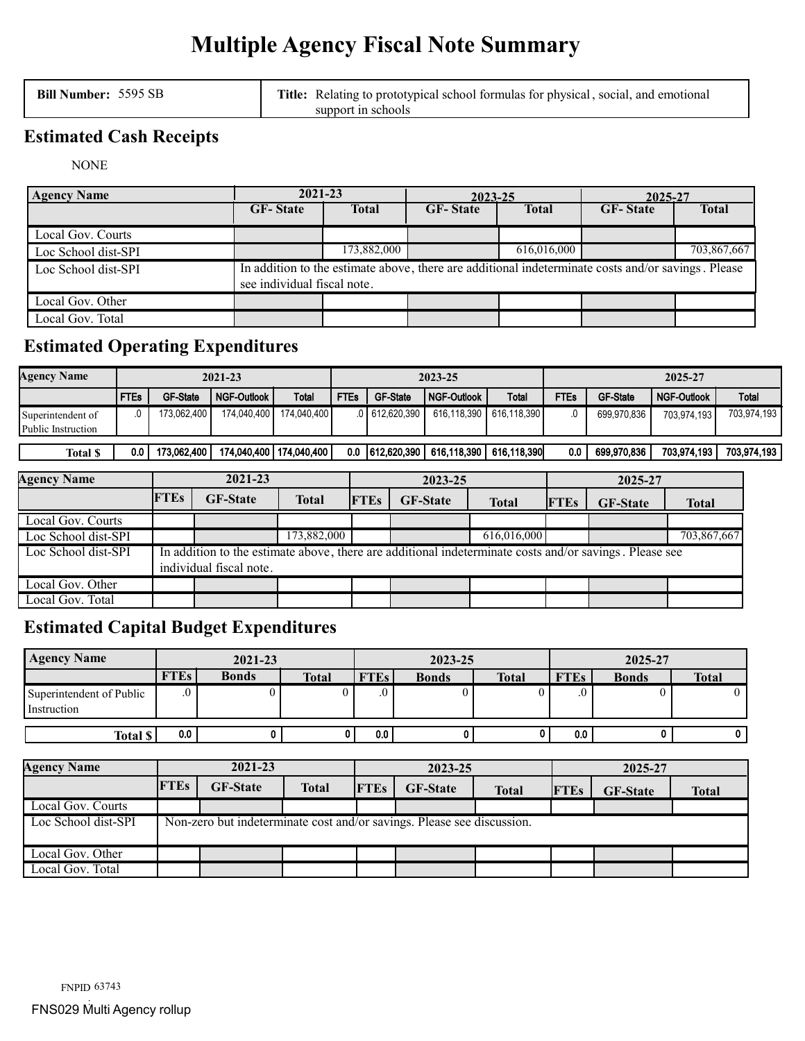# Multiple Agency Fiscal Note Summary

| Bill Number: 5595 SB | Title: Relating to prototypical school formulas for physical, social, and emotional support in schools |
|---|---|

## Estimated Cash Receipts

NONE

| Agency Name | 2021-23 | | 2023-25 | | 2025-27 | |
|---|---|---|---|---|---|---|
| | GF- State | Total | GF- State | Total | GF- State | Total |
| Local Gov. Courts | | | | | | |
| Loc School dist-SPI | | 173,882,000 | | 616,016,000 | | 703,867,667 |
| Loc School dist-SPI | In addition to the estimate above, there are additional indeterminate costs and/or savings. Please see individual fiscal note. | | | | | |
| Local Gov. Other | | | | | | |
| Local Gov. Total | | | | | | |

## Estimated Operating Expenditures

| Agency Name | 2021-23 | | | | 2023-25 | | | | 2025-27 | | | |
|---|---|---|---|---|---|---|---|---|---|---|---|---|
| | FTEs | GF-State | NGF-Outlook | Total | FTEs | GF-State | NGF-Outlook | Total | FTEs | GF-State | NGF-Outlook | Total |
| Superintendent of Public Instruction | .0 | 173,062,400 | 174,040,400 | 174,040,400 | .0 | 612,620,390 | 616,118,390 | 616,118,390 | .0 | 699,970,836 | 703,974,193 | 703,974,193 |
| Total $ | 0.0 | 173,062,400 | 174,040,400 | 174,040,400 | 0.0 | 612,620,390 | 616,118,390 | 616,118,390 | 0.0 | 699,970,836 | 703,974,193 | 703,974,193 |

| Agency Name | 2021-23 | | | 2023-25 | | | 2025-27 | | |
|---|---|---|---|---|---|---|---|---|---|
| | FTEs | GF-State | Total | FTEs | GF-State | Total | FTEs | GF-State | Total |
| Local Gov. Courts | | | | | | | | | |
| Loc School dist-SPI | | | 173,882,000 | | | 616,016,000 | | | 703,867,667 |
| Loc School dist-SPI | In addition to the estimate above, there are additional indeterminate costs and/or savings. Please see individual fiscal note. | | | | | | | | |
| Local Gov. Other | | | | | | | | | |
| Local Gov. Total | | | | | | | | | |

## Estimated Capital Budget Expenditures

| Agency Name | 2021-23 | | | 2023-25 | | | 2025-27 | | |
|---|---|---|---|---|---|---|---|---|---|
| | FTEs | Bonds | Total | FTEs | Bonds | Total | FTEs | Bonds | Total |
| Superintendent of Public Instruction | .0 | 0 | 0 | .0 | 0 | 0 | .0 | 0 | 0 |
| Total $ | 0.0 | 0 | 0 | 0.0 | 0 | 0 | 0.0 | 0 | 0 |

| Agency Name | 2021-23 | | | 2023-25 | | | 2025-27 | | |
|---|---|---|---|---|---|---|---|---|---|
| | FTEs | GF-State | Total | FTEs | GF-State | Total | FTEs | GF-State | Total |
| Local Gov. Courts | | | | | | | | | |
| Loc School dist-SPI | Non-zero but indeterminate cost and/or savings. Please see discussion. | | | | | | | | |
| Local Gov. Other | | | | | | | | | |
| Local Gov. Total | | | | | | | | | |

FNPID 63743

FNS029 Multi Agency rollup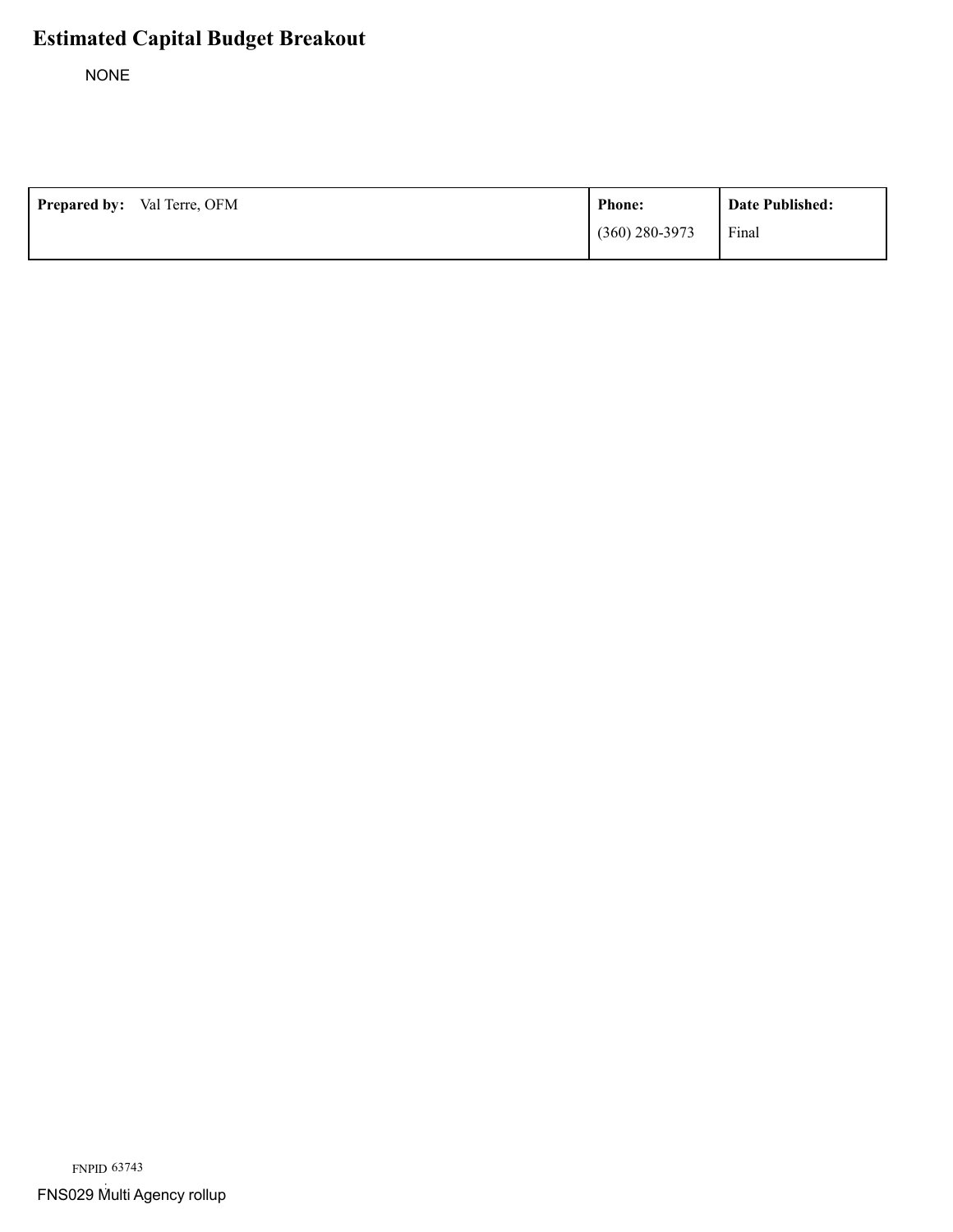# Estimated Capital Budget Breakout

NONE

| Prepared by: Val Terre, OFM | Phone: | Date Published: |
|---|---|---|
| | (360) 280-3973 | Final |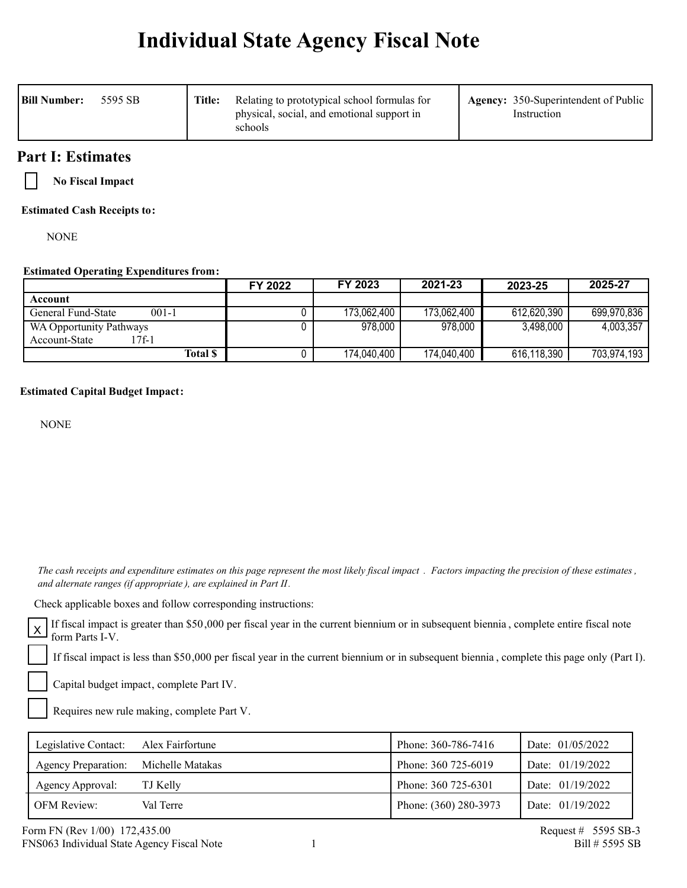# Individual State Agency Fiscal Note

| Bill Number: 5595 SB | Title: Relating to prototypical school formulas for physical, social, and emotional support in schools | Agency: 350-Superintendent of Public Instruction |
|---|---|---|

## Part I: Estimates

☐ **No Fiscal Impact**

**Estimated Cash Receipts to:**

NONE

**Estimated Operating Expenditures from:**

| Account | FY 2022 | FY 2023 | 2021-23 | 2023-25 | 2025-27 |
|---|---|---|---|---|---|
| General Fund-State 001-1 | 0 | 173,062,400 | 173,062,400 | 612,620,390 | 699,970,836 |
| WA Opportunity Pathways Account-State 17f-1 | 0 | 978,000 | 978,000 | 3,498,000 | 4,003,357 |
| **Total $** | 0 | 174,040,400 | 174,040,400 | 616,118,390 | 703,974,193 |

**Estimated Capital Budget Impact:**

NONE

*The cash receipts and expenditure estimates on this page represent the most likely fiscal impact. Factors impacting the precision of these estimates, and alternate ranges (if appropriate), are explained in Part II.*

Check applicable boxes and follow corresponding instructions:

☒ If fiscal impact is greater than $50,000 per fiscal year in the current biennium or in subsequent biennia, complete entire fiscal note form Parts I-V.

☐ If fiscal impact is less than $50,000 per fiscal year in the current biennium or in subsequent biennia, complete this page only (Part I).

☐ Capital budget impact, complete Part IV.

☐ Requires new rule making, complete Part V.

| | | | |
|---|---|---|---|
| Legislative Contact: | Alex Fairfortune | Phone: 360-786-7416 | Date: 01/05/2022 |
| Agency Preparation: | Michelle Matakas | Phone: 360 725-6019 | Date: 01/19/2022 |
| Agency Approval: | TJ Kelly | Phone: 360 725-6301 | Date: 01/19/2022 |
| OFM Review: | Val Terre | Phone: (360) 280-3973 | Date: 01/19/2022 |

Form FN (Rev 1/00) 172,435.00
FNS063 Individual State Agency Fiscal Note

Request # 5595 SB-3
Bill # 5595 SB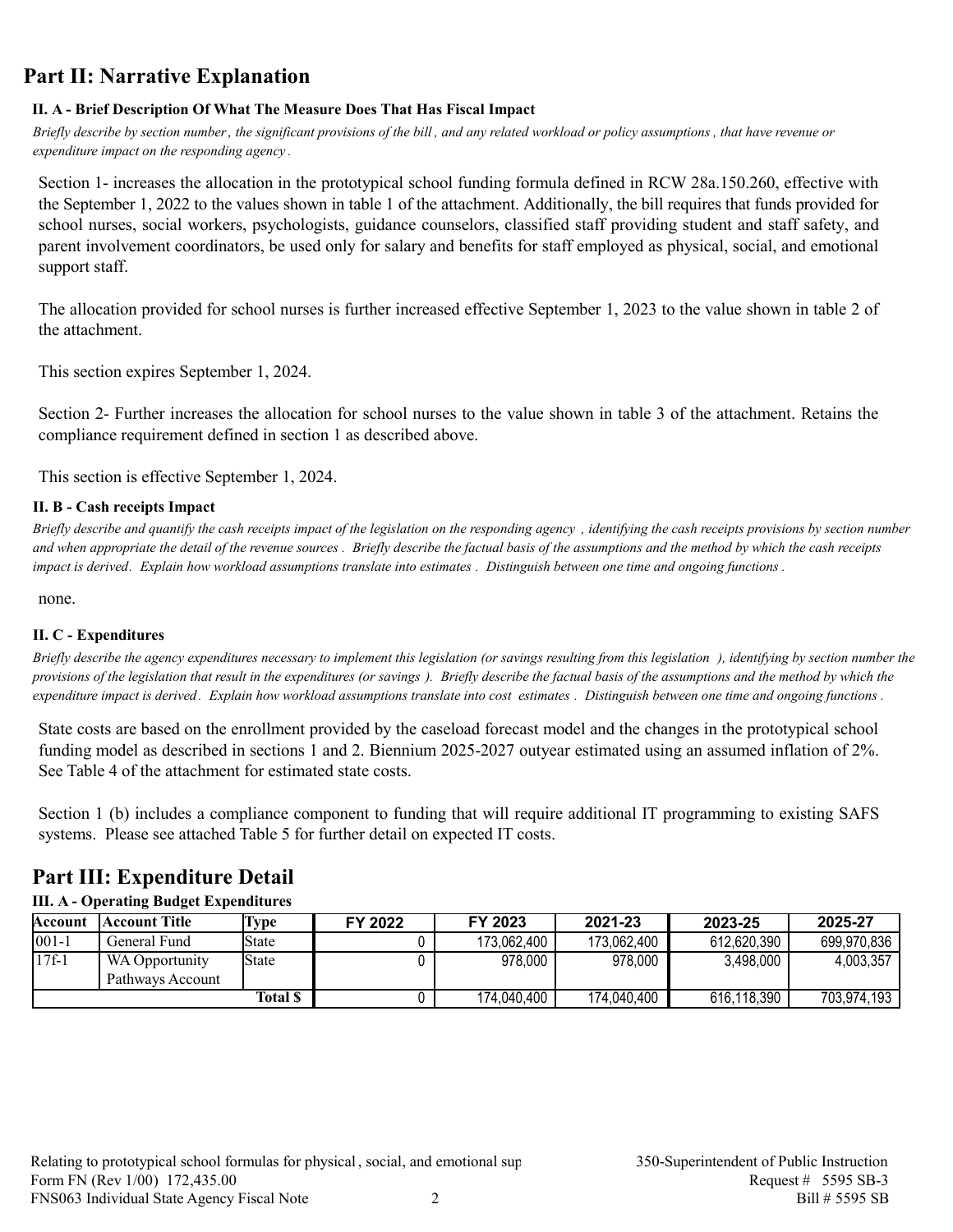# Part II: Narrative Explanation

### II. A - Brief Description Of What The Measure Does That Has Fiscal Impact

*Briefly describe by section number, the significant provisions of the bill, and any related workload or policy assumptions, that have revenue or expenditure impact on the responding agency.*

Section 1- increases the allocation in the prototypical school funding formula defined in RCW 28a.150.260, effective with the September 1, 2022 to the values shown in table 1 of the attachment. Additionally, the bill requires that funds provided for school nurses, social workers, psychologists, guidance counselors, classified staff providing student and staff safety, and parent involvement coordinators, be used only for salary and benefits for staff employed as physical, social, and emotional support staff.

The allocation provided for school nurses is further increased effective September 1, 2023 to the value shown in table 2 of the attachment.

This section expires September 1, 2024.

Section 2- Further increases the allocation for school nurses to the value shown in table 3 of the attachment. Retains the compliance requirement defined in section 1 as described above.

This section is effective September 1, 2024.

### II. B - Cash receipts Impact

*Briefly describe and quantify the cash receipts impact of the legislation on the responding agency, identifying the cash receipts provisions by section number and when appropriate the detail of the revenue sources. Briefly describe the factual basis of the assumptions and the method by which the cash receipts impact is derived. Explain how workload assumptions translate into estimates. Distinguish between one time and ongoing functions.*

none.

### II. C - Expenditures

*Briefly describe the agency expenditures necessary to implement this legislation (or savings resulting from this legislation), identifying by section number the provisions of the legislation that result in the expenditures (or savings). Briefly describe the factual basis of the assumptions and the method by which the expenditure impact is derived. Explain how workload assumptions translate into cost estimates. Distinguish between one time and ongoing functions.*

State costs are based on the enrollment provided by the caseload forecast model and the changes in the prototypical school funding model as described in sections 1 and 2. Biennium 2025-2027 outyear estimated using an assumed inflation of 2%. See Table 4 of the attachment for estimated state costs.

Section 1 (b) includes a compliance component to funding that will require additional IT programming to existing SAFS systems. Please see attached Table 5 for further detail on expected IT costs.

# Part III: Expenditure Detail

### III. A - Operating Budget Expenditures

| Account | Account Title | Type | FY 2022 | FY 2023 | 2021-23 | 2023-25 | 2025-27 |
|---|---|---|---|---|---|---|---|
| 001-1 | General Fund | State | 0 | 173,062,400 | 173,062,400 | 612,620,390 | 699,970,836 |
| 17f-1 | WA Opportunity Pathways Account | State | 0 | 978,000 | 978,000 | 3,498,000 | 4,003,357 |
| | | **Total $** | 0 | 174,040,400 | 174,040,400 | 616,118,390 | 703,974,193 |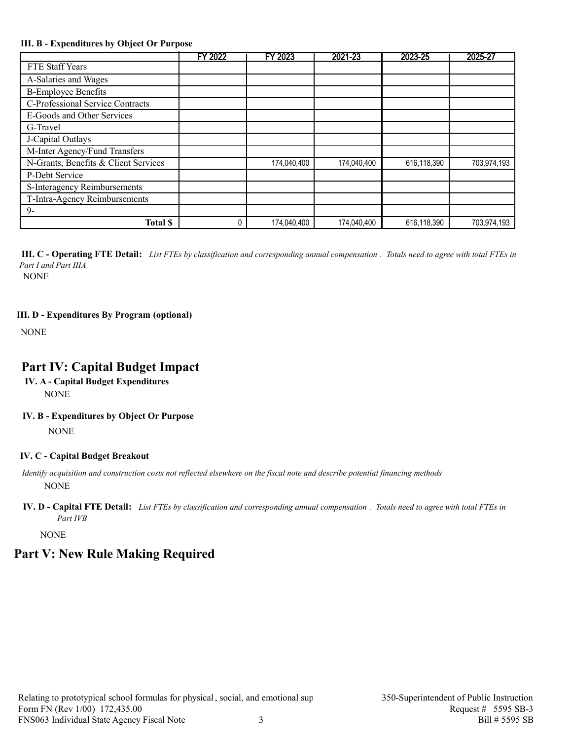**III. B - Expenditures by Object Or Purpose**

| | FY 2022 | FY 2023 | 2021-23 | 2023-25 | 2025-27 |
|---|---|---|---|---|---|
| FTE Staff Years | | | | | |
| A-Salaries and Wages | | | | | |
| B-Employee Benefits | | | | | |
| C-Professional Service Contracts | | | | | |
| E-Goods and Other Services | | | | | |
| G-Travel | | | | | |
| J-Capital Outlays | | | | | |
| M-Inter Agency/Fund Transfers | | | | | |
| N-Grants, Benefits & Client Services | | 174,040,400 | 174,040,400 | 616,118,390 | 703,974,193 |
| P-Debt Service | | | | | |
| S-Interagency Reimbursements | | | | | |
| T-Intra-Agency Reimbursements | | | | | |
| 9- | | | | | |
| **Total $** | 0 | 174,040,400 | 174,040,400 | 616,118,390 | 703,974,193 |

**III. C - Operating FTE Detail:** *List FTEs by classification and corresponding annual compensation . Totals need to agree with total FTEs in Part I and Part IIIA*

NONE

**III. D - Expenditures By Program (optional)**

NONE

## Part IV: Capital Budget Impact

**IV. A - Capital Budget Expenditures**

NONE

**IV. B - Expenditures by Object Or Purpose**

NONE

**IV. C - Capital Budget Breakout**

*Identify acquisition and construction costs not reflected elsewhere on the fiscal note and describe potential financing methods*

NONE

**IV. D - Capital FTE Detail:** *List FTEs by classification and corresponding annual compensation . Totals need to agree with total FTEs in Part IVB*

NONE

## Part V: New Rule Making Required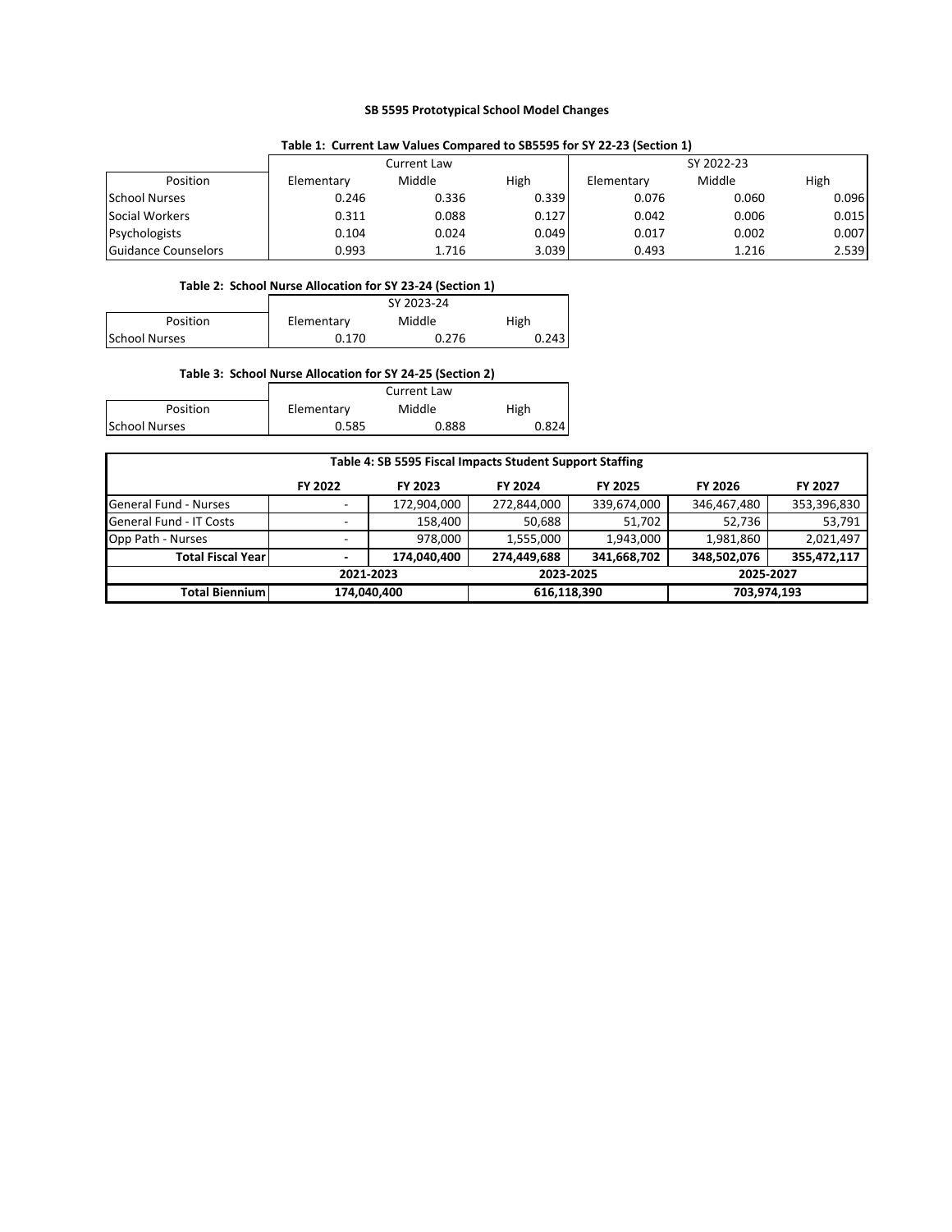## SB 5595 Prototypical School Model Changes

**Table 1: Current Law Values Compared to SB5595 for SY 22-23 (Section 1)**

| | Current Law | | | SY 2022-23 | | |
|---|---|---|---|---|---|---|
| Position | Elementary | Middle | High | Elementary | Middle | High |
| School Nurses | 0.246 | 0.336 | 0.339 | 0.076 | 0.060 | 0.096 |
| Social Workers | 0.311 | 0.088 | 0.127 | 0.042 | 0.006 | 0.015 |
| Psychologists | 0.104 | 0.024 | 0.049 | 0.017 | 0.002 | 0.007 |
| Guidance Counselors | 0.993 | 1.716 | 3.039 | 0.493 | 1.216 | 2.539 |

**Table 2: School Nurse Allocation for SY 23-24 (Section 1)**

| | SY 2023-24 | | |
|---|---|---|---|
| Position | Elementary | Middle | High |
| School Nurses | 0.170 | 0.276 | 0.243 |

**Table 3: School Nurse Allocation for SY 24-25 (Section 2)**

| | Current Law | | |
|---|---|---|---|
| Position | Elementary | Middle | High |
| School Nurses | 0.585 | 0.888 | 0.824 |

**Table 4: SB 5595 Fiscal Impacts Student Support Staffing**

| | FY 2022 | FY 2023 | FY 2024 | FY 2025 | FY 2026 | FY 2027 |
|---|---|---|---|---|---|---|
| General Fund - Nurses | - | 172,904,000 | 272,844,000 | 339,674,000 | 346,467,480 | 353,396,830 |
| General Fund - IT Costs | - | 158,400 | 50,688 | 51,702 | 52,736 | 53,791 |
| Opp Path - Nurses | - | 978,000 | 1,555,000 | 1,943,000 | 1,981,860 | 2,021,497 |
| **Total Fiscal Year** | **-** | **174,040,400** | **274,449,688** | **341,668,702** | **348,502,076** | **355,472,117** |
| | **2021-2023** | | **2023-2025** | | **2025-2027** | |
| **Total Biennium** | **174,040,400** | | **616,118,390** | | **703,974,193** | |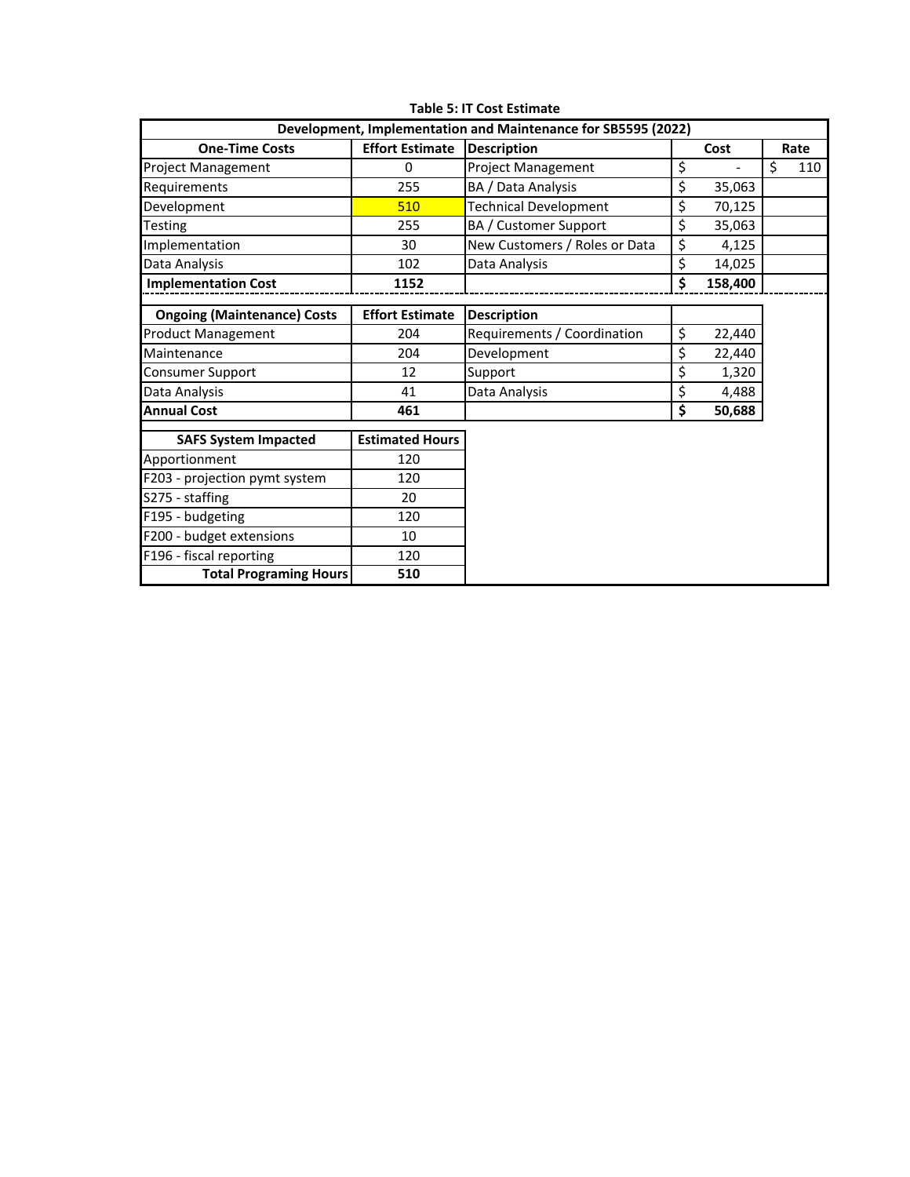**Table 5: IT Cost Estimate**

| Development, Implementation and Maintenance for SB5595 (2022) | | | | |
|---|---|---|---|---|
| **One-Time Costs** | **Effort Estimate** | **Description** | **Cost** | **Rate** |
| Project Management | 0 | Project Management | $ - | $ 110 |
| Requirements | 255 | BA / Data Analysis | $ 35,063 | |
| Development | 510 | Technical Development | $ 70,125 | |
| Testing | 255 | BA / Customer Support | $ 35,063 | |
| Implementation | 30 | New Customers / Roles or Data | $ 4,125 | |
| Data Analysis | 102 | Data Analysis | $ 14,025 | |
| **Implementation Cost** | **1152** | | **$ 158,400** | |
| **Ongoing (Maintenance) Costs** | **Effort Estimate** | **Description** | | |
| Product Management | 204 | Requirements / Coordination | $ 22,440 | |
| Maintenance | 204 | Development | $ 22,440 | |
| Consumer Support | 12 | Support | $ 1,320 | |
| Data Analysis | 41 | Data Analysis | $ 4,488 | |
| **Annual Cost** | **461** | | **$ 50,688** | |
| **SAFS System Impacted** | **Estimated Hours** | | | |
| Apportionment | 120 | | | |
| F203 - projection pymt system | 120 | | | |
| S275 - staffing | 20 | | | |
| F195 - budgeting | 120 | | | |
| F200 - budget extensions | 10 | | | |
| F196 - fiscal reporting | 120 | | | |
| **Total Programing Hours** | **510** | | | |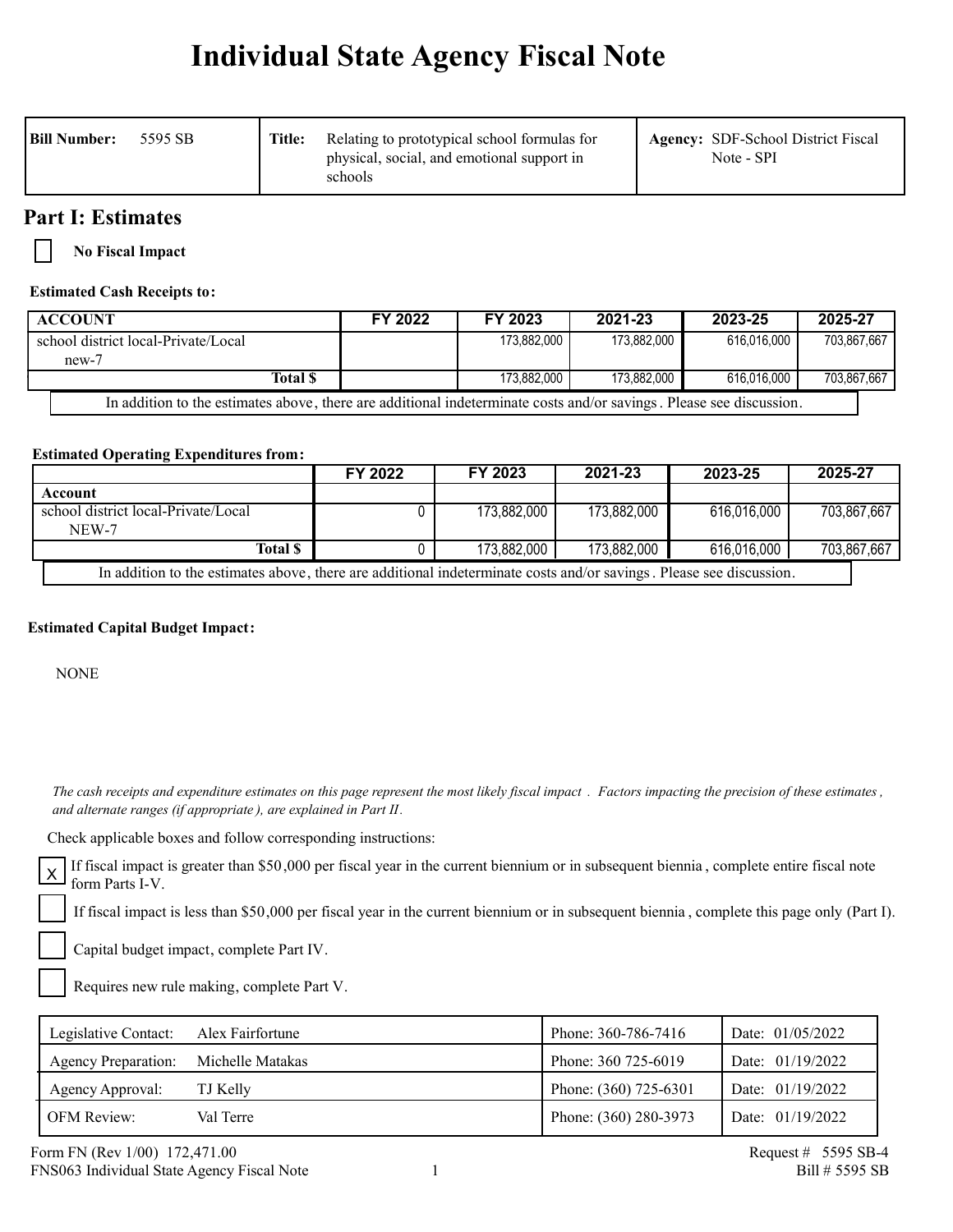# Individual State Agency Fiscal Note

| **Bill Number:** 5595 SB | **Title:** Relating to prototypical school formulas for physical, social, and emotional support in schools | **Agency:** SDF-School District Fiscal Note - SPI |
|---|---|---|

## Part I: Estimates

☐ **No Fiscal Impact**

**Estimated Cash Receipts to:**

| ACCOUNT | FY 2022 | FY 2023 | 2021-23 | 2023-25 | 2025-27 |
|---|---|---|---|---|---|
| school district local-Private/Local new-7 | | 173,882,000 | 173,882,000 | 616,016,000 | 703,867,667 |
| **Total $** | | 173,882,000 | 173,882,000 | 616,016,000 | 703,867,667 |

In addition to the estimates above, there are additional indeterminate costs and/or savings. Please see discussion.

**Estimated Operating Expenditures from:**

| | FY 2022 | FY 2023 | 2021-23 | 2023-25 | 2025-27 |
|---|---|---|---|---|---|
| **Account** | | | | | |
| school district local-Private/Local NEW-7 | 0 | 173,882,000 | 173,882,000 | 616,016,000 | 703,867,667 |
| **Total $** | 0 | 173,882,000 | 173,882,000 | 616,016,000 | 703,867,667 |

In addition to the estimates above, there are additional indeterminate costs and/or savings. Please see discussion.

**Estimated Capital Budget Impact:**

NONE

*The cash receipts and expenditure estimates on this page represent the most likely fiscal impact. Factors impacting the precision of these estimates, and alternate ranges (if appropriate), are explained in Part II.*

Check applicable boxes and follow corresponding instructions:

- [X] If fiscal impact is greater than $50,000 per fiscal year in the current biennium or in subsequent biennia, complete entire fiscal note form Parts I-V.
- [ ] If fiscal impact is less than $50,000 per fiscal year in the current biennium or in subsequent biennia, complete this page only (Part I).
- [ ] Capital budget impact, complete Part IV.
- [ ] Requires new rule making, complete Part V.

| | | | |
|---|---|---|---|
| Legislative Contact: | Alex Fairfortune | Phone: 360-786-7416 | Date: 01/05/2022 |
| Agency Preparation: | Michelle Matakas | Phone: 360 725-6019 | Date: 01/19/2022 |
| Agency Approval: | TJ Kelly | Phone: (360) 725-6301 | Date: 01/19/2022 |
| OFM Review: | Val Terre | Phone: (360) 280-3973 | Date: 01/19/2022 |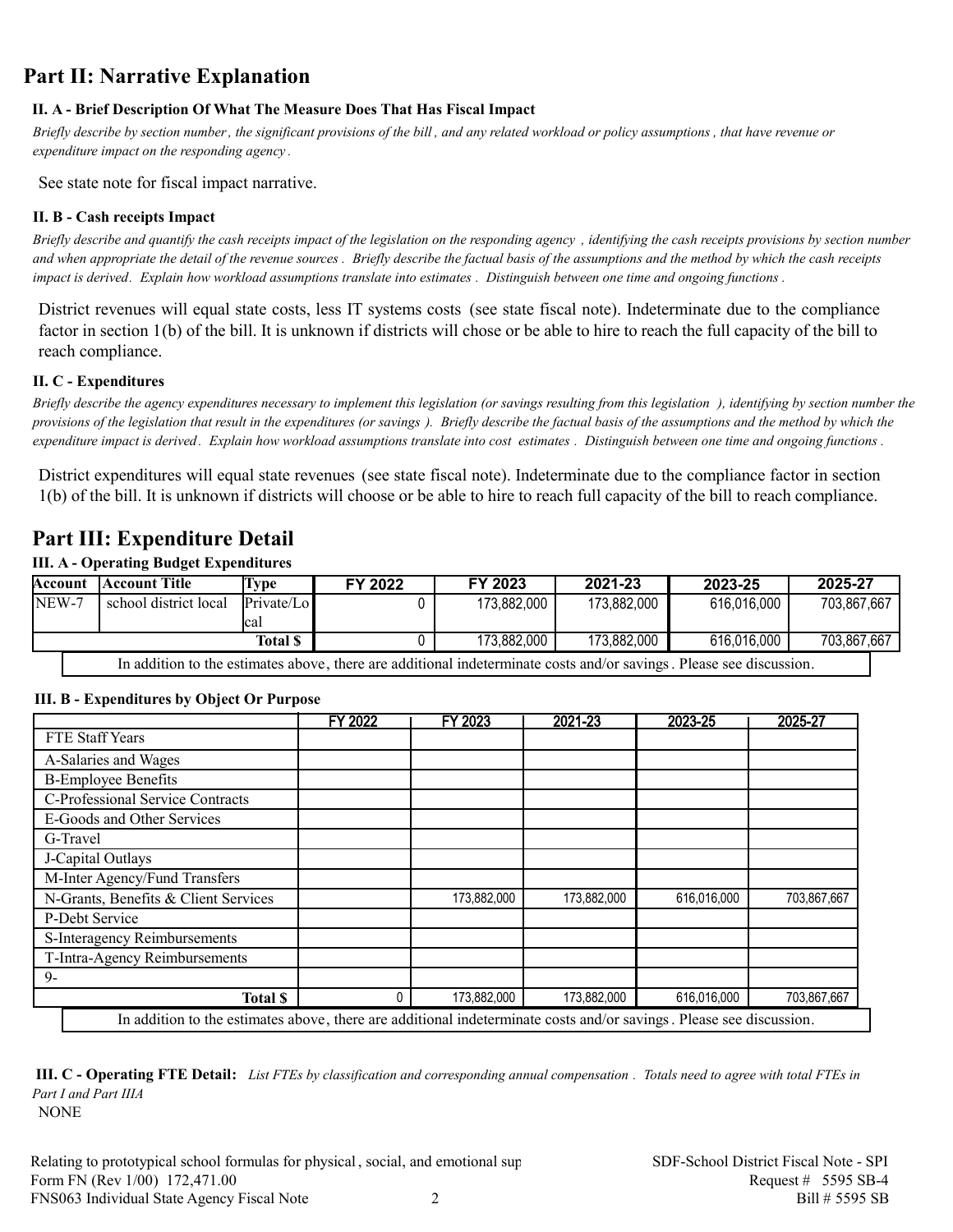## Part II: Narrative Explanation

### II. A - Brief Description Of What The Measure Does That Has Fiscal Impact

*Briefly describe by section number, the significant provisions of the bill, and any related workload or policy assumptions, that have revenue or expenditure impact on the responding agency.*

See state note for fiscal impact narrative.

### II. B - Cash receipts Impact

*Briefly describe and quantify the cash receipts impact of the legislation on the responding agency, identifying the cash receipts provisions by section number and when appropriate the detail of the revenue sources. Briefly describe the factual basis of the assumptions and the method by which the cash receipts impact is derived. Explain how workload assumptions translate into estimates. Distinguish between one time and ongoing functions.*

District revenues will equal state costs, less IT systems costs (see state fiscal note). Indeterminate due to the compliance factor in section 1(b) of the bill. It is unknown if districts will chose or be able to hire to reach the full capacity of the bill to reach compliance.

### II. C - Expenditures

*Briefly describe the agency expenditures necessary to implement this legislation (or savings resulting from this legislation), identifying by section number the provisions of the legislation that result in the expenditures (or savings). Briefly describe the factual basis of the assumptions and the method by which the expenditure impact is derived. Explain how workload assumptions translate into cost estimates. Distinguish between one time and ongoing functions.*

District expenditures will equal state revenues (see state fiscal note). Indeterminate due to the compliance factor in section 1(b) of the bill. It is unknown if districts will choose or be able to hire to reach full capacity of the bill to reach compliance.

## Part III: Expenditure Detail

### III. A - Operating Budget Expenditures

| Account | Account Title | Type | FY 2022 | FY 2023 | 2021-23 | 2023-25 | 2025-27 |
|---|---|---|---|---|---|---|---|
| NEW-7 | school district local | Private/Local | 0 | 173,882,000 | 173,882,000 | 616,016,000 | 703,867,667 |
| | | **Total $** | 0 | 173,882,000 | 173,882,000 | 616,016,000 | 703,867,667 |

In addition to the estimates above, there are additional indeterminate costs and/or savings. Please see discussion.

### III. B - Expenditures by Object Or Purpose

| | FY 2022 | FY 2023 | 2021-23 | 2023-25 | 2025-27 |
|---|---|---|---|---|---|
| FTE Staff Years | | | | | |
| A-Salaries and Wages | | | | | |
| B-Employee Benefits | | | | | |
| C-Professional Service Contracts | | | | | |
| E-Goods and Other Services | | | | | |
| G-Travel | | | | | |
| J-Capital Outlays | | | | | |
| M-Inter Agency/Fund Transfers | | | | | |
| N-Grants, Benefits & Client Services | | 173,882,000 | 173,882,000 | 616,016,000 | 703,867,667 |
| P-Debt Service | | | | | |
| S-Interagency Reimbursements | | | | | |
| T-Intra-Agency Reimbursements | | | | | |
| 9- | | | | | |
| **Total $** | 0 | 173,882,000 | 173,882,000 | 616,016,000 | 703,867,667 |

In addition to the estimates above, there are additional indeterminate costs and/or savings. Please see discussion.

**III. C - Operating FTE Detail:** *List FTEs by classification and corresponding annual compensation. Totals need to agree with total FTEs in Part I and Part IIIA*

NONE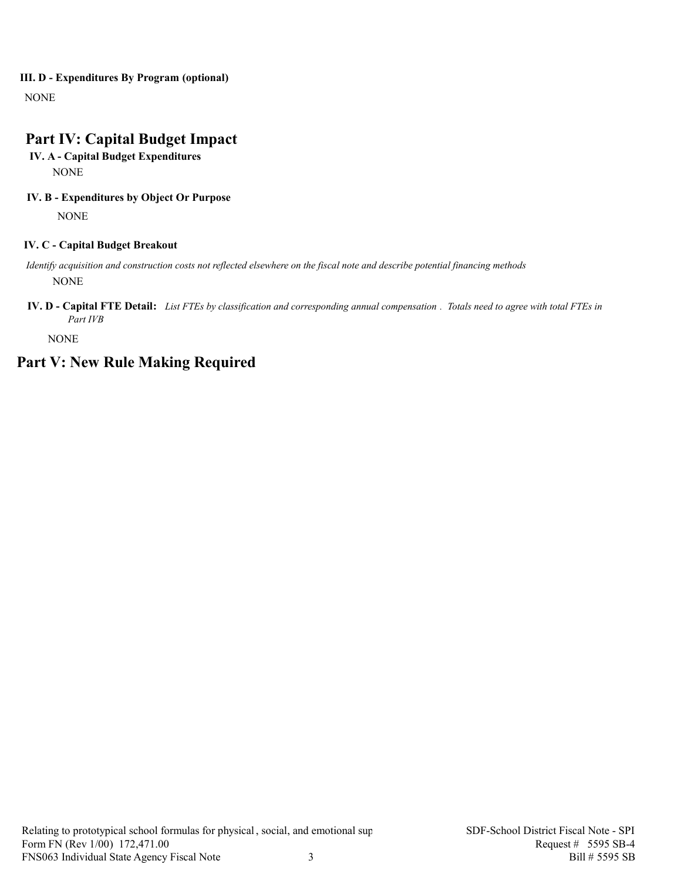**III. D - Expenditures By Program (optional)**

NONE

## Part IV: Capital Budget Impact

**IV. A - Capital Budget Expenditures**

NONE

**IV. B - Expenditures by Object Or Purpose**

NONE

**IV. C - Capital Budget Breakout**

*Identify acquisition and construction costs not reflected elsewhere on the fiscal note and describe potential financing methods*

NONE

**IV. D - Capital FTE Detail:** *List FTEs by classification and corresponding annual compensation . Totals need to agree with total FTEs in Part IVB*

NONE

## Part V: New Rule Making Required